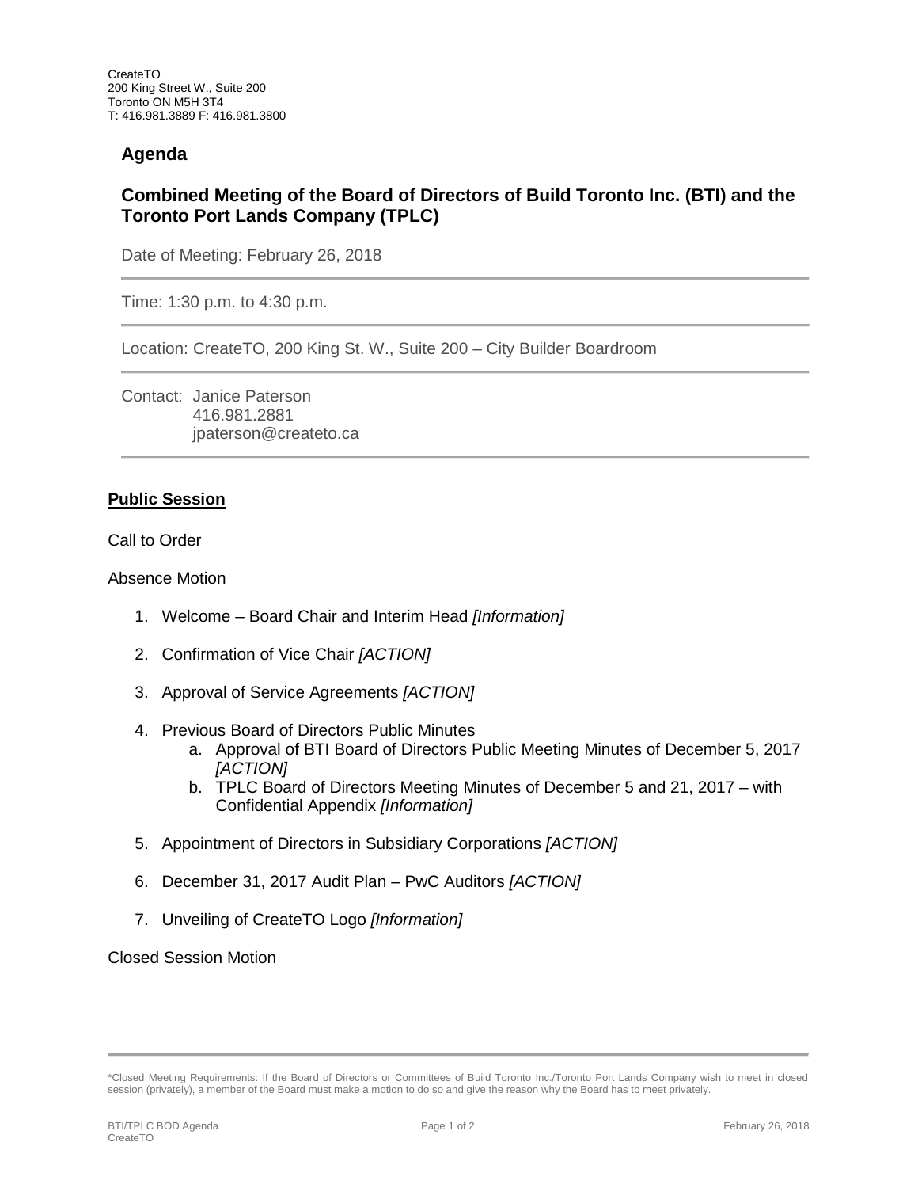CreateTO
200 King Street W., Suite 200
Toronto ON M5H 3T4
T: 416.981.3889 F: 416.981.3800

## Agenda

## Combined Meeting of the Board of Directors of Build Toronto Inc. (BTI) and the Toronto Port Lands Company (TPLC)

Date of Meeting: February 26, 2018

Time: 1:30 p.m. to 4:30 p.m.

Location: CreateTO, 200 King St. W., Suite 200 – City Builder Boardroom

Contact: Janice Paterson
416.981.2881
jpaterson@createto.ca

**Public Session**

Call to Order

Absence Motion

1. Welcome – Board Chair and Interim Head *[Information]*
2. Confirmation of Vice Chair *[ACTION]*
3. Approval of Service Agreements *[ACTION]*
4. Previous Board of Directors Public Minutes
    a. Approval of BTI Board of Directors Public Meeting Minutes of December 5, 2017 *[ACTION]*
    b. TPLC Board of Directors Meeting Minutes of December 5 and 21, 2017 – with Confidential Appendix *[Information]*
5. Appointment of Directors in Subsidiary Corporations *[ACTION]*
6. December 31, 2017 Audit Plan – PwC Auditors *[ACTION]*
7. Unveiling of CreateTO Logo *[Information]*

Closed Session Motion

*Closed Meeting Requirements: If the Board of Directors or Committees of Build Toronto Inc./Toronto Port Lands Company wish to meet in closed session (privately), a member of the Board must make a motion to do so and give the reason why the Board has to meet privately.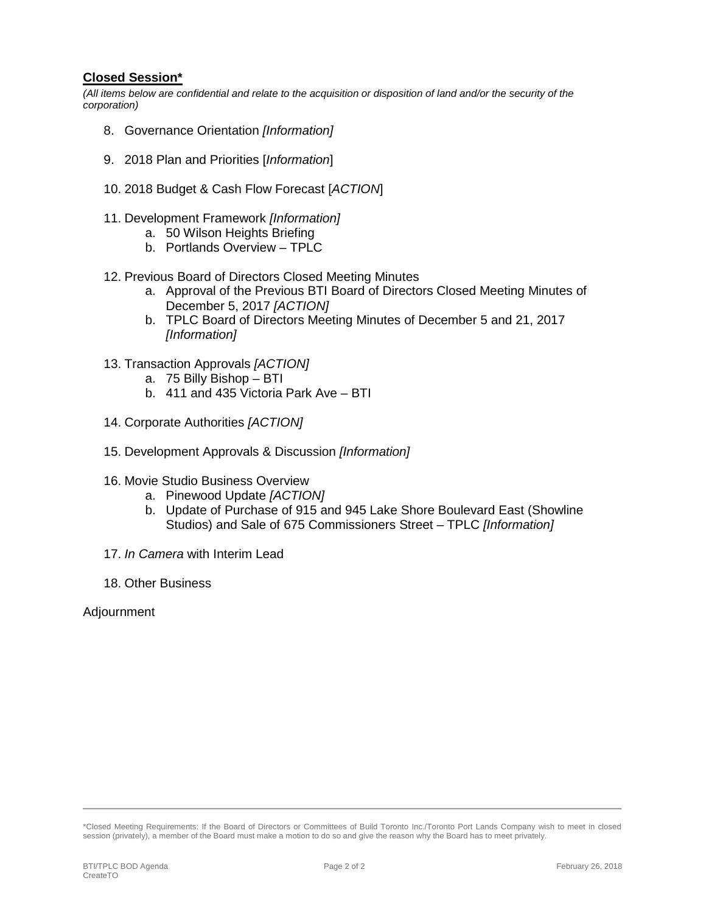**Closed Session***

*(All items below are confidential and relate to the acquisition or disposition of land and/or the security of the corporation)*

8. Governance Orientation *[Information]*

9. 2018 Plan and Priorities [*Information*]

10. 2018 Budget & Cash Flow Forecast [*ACTION*]

11. Development Framework *[Information]*
    a. 50 Wilson Heights Briefing
    b. Portlands Overview – TPLC

12. Previous Board of Directors Closed Meeting Minutes
    a. Approval of the Previous BTI Board of Directors Closed Meeting Minutes of December 5, 2017 *[ACTION]*
    b. TPLC Board of Directors Meeting Minutes of December 5 and 21, 2017 *[Information]*

13. Transaction Approvals *[ACTION]*
    a. 75 Billy Bishop – BTI
    b. 411 and 435 Victoria Park Ave – BTI

14. Corporate Authorities *[ACTION]*

15. Development Approvals & Discussion *[Information]*

16. Movie Studio Business Overview
    a. Pinewood Update *[ACTION]*
    b. Update of Purchase of 915 and 945 Lake Shore Boulevard East (Showline Studios) and Sale of 675 Commissioners Street – TPLC *[Information]*

17. *In Camera* with Interim Lead

18. Other Business

Adjournment

---

*Closed Meeting Requirements: If the Board of Directors or Committees of Build Toronto Inc./Toronto Port Lands Company wish to meet in closed session (privately), a member of the Board must make a motion to do so and give the reason why the Board has to meet privately.